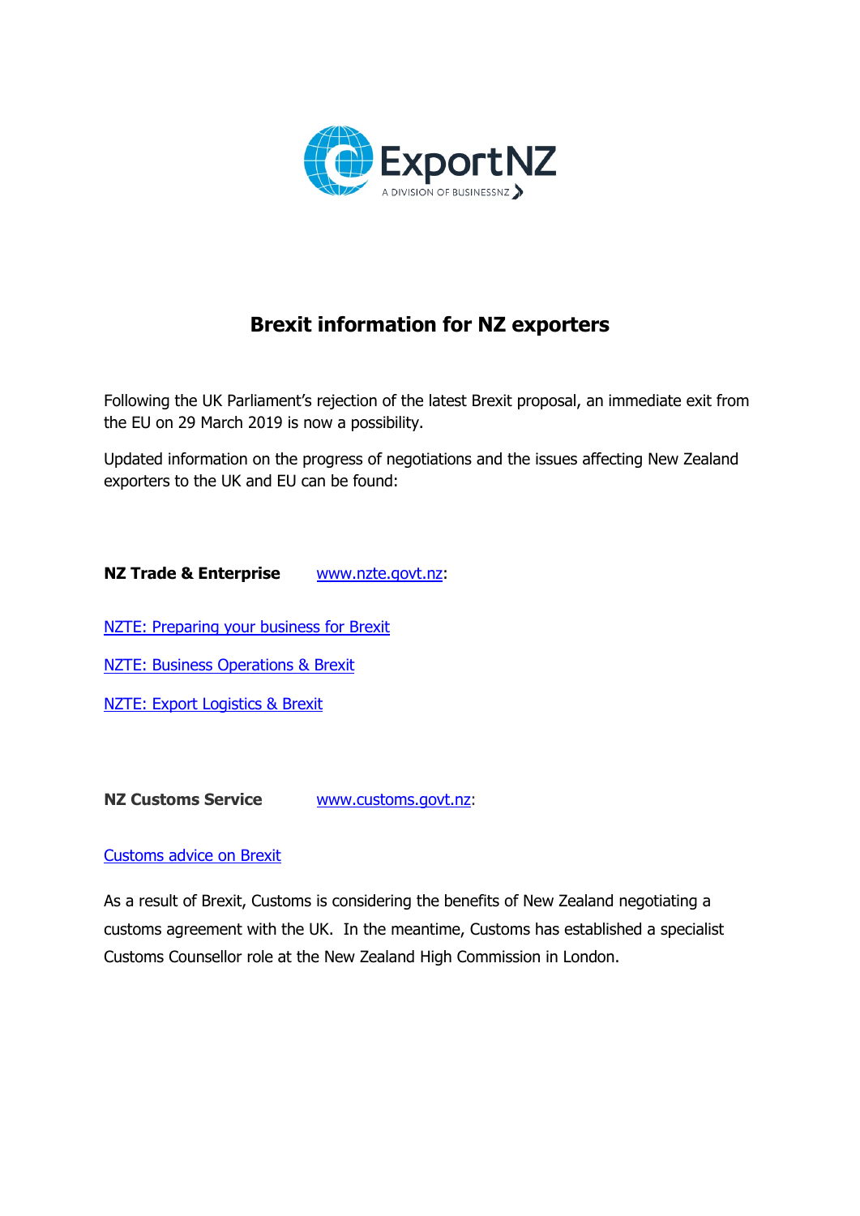# Brexit information for NZ exporters

Following the UK Parliament's rejection of the latest Brexit proposal, an immediate exit from the EU on 29 March 2019 is now a possibility.

Updated information on the progress of negotiations and the issues affecting New Zealand exporters to the UK and EU can be found:

**NZ Trade & Enterprise** www.nzte.govt.nz:

NZTE: Preparing your business for Brexit

NZTE: Business Operations & Brexit

NZTE: Export Logistics & Brexit

**NZ Customs Service** www.customs.govt.nz:

Customs advice on Brexit

As a result of Brexit, Customs is considering the benefits of New Zealand negotiating a customs agreement with the UK. In the meantime, Customs has established a specialist Customs Counsellor role at the New Zealand High Commission in London.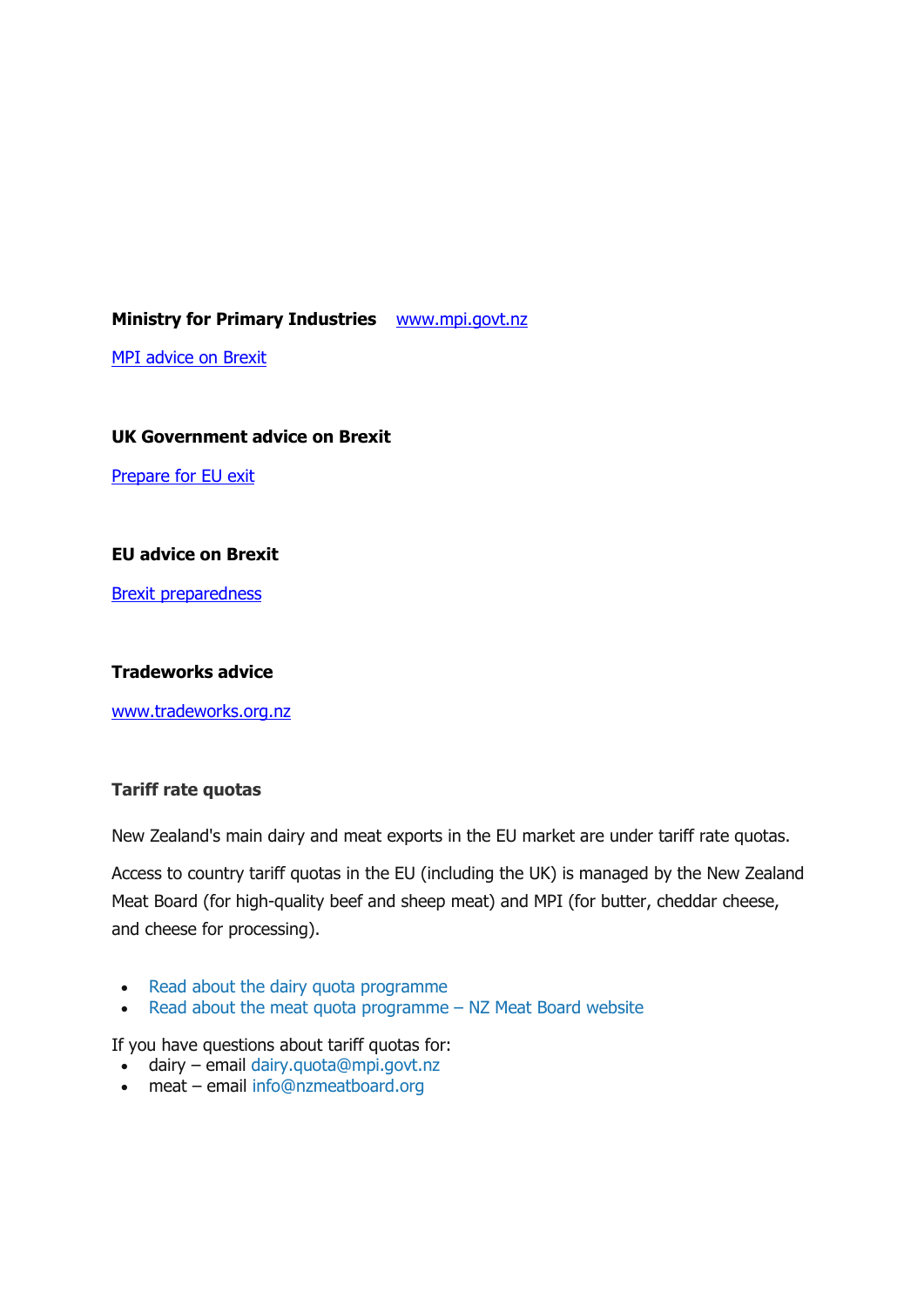**Ministry for Primary Industries** www.mpi.govt.nz

MPI advice on Brexit

**UK Government advice on Brexit**

Prepare for EU exit

**EU advice on Brexit**

Brexit preparedness

**Tradeworks advice**

www.tradeworks.org.nz

**Tariff rate quotas**

New Zealand's main dairy and meat exports in the EU market are under tariff rate quotas.

Access to country tariff quotas in the EU (including the UK) is managed by the New Zealand Meat Board (for high-quality beef and sheep meat) and MPI (for butter, cheddar cheese, and cheese for processing).

- Read about the dairy quota programme
- Read about the meat quota programme – NZ Meat Board website

If you have questions about tariff quotas for:

- dairy – email dairy.quota@mpi.govt.nz
- meat – email info@nzmeatboard.org